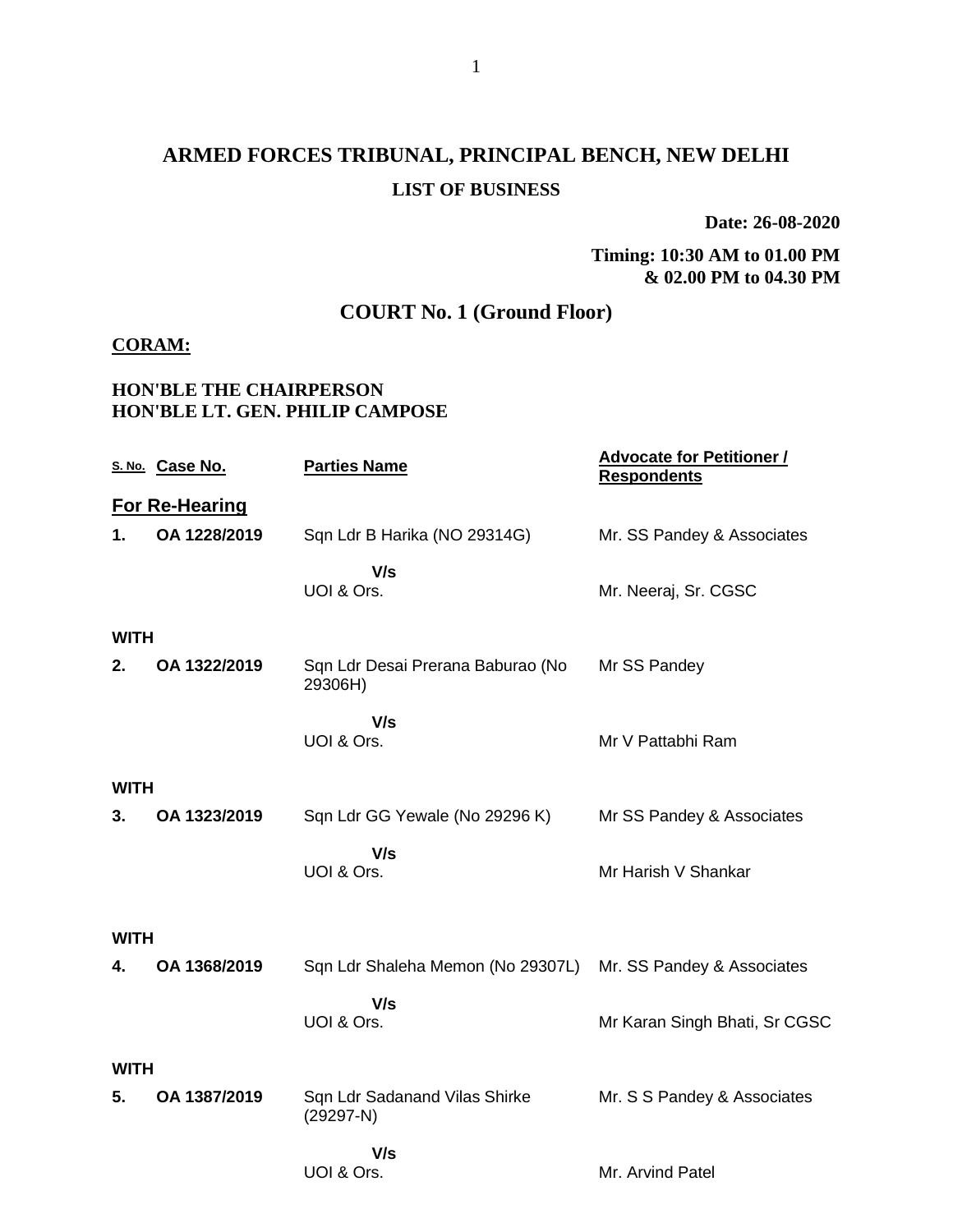# ARMED FORCES TRIBUNAL, PRINCIPAL BENCH, NEW DELHI

## LIST OF BUSINESS

**Date: 26-08-2020**

**Timing: 10:30 AM to 01.00 PM & 02.00 PM to 04.30 PM**

## COURT No. 1 (Ground Floor)

**CORAM:**

**HON'BLE THE CHAIRPERSON**
**HON'BLE LT. GEN. PHILIP CAMPOSE**

| S. No. | Case No. | Parties Name | Advocate for Petitioner / Respondents |
|---|---|---|---|
| **For Re-Hearing** | | | |
| **1.** | **OA 1228/2019** | Sqn Ldr B Harika (NO 29314G) | Mr. SS Pandey & Associates |
| | | **V/s** UOI & Ors. | Mr. Neeraj, Sr. CGSC |
| **WITH** | | | |
| **2.** | **OA 1322/2019** | Sqn Ldr Desai Prerana Baburao (No 29306H) | Mr SS Pandey |
| | | **V/s** UOI & Ors. | Mr V Pattabhi Ram |
| **WITH** | | | |
| **3.** | **OA 1323/2019** | Sqn Ldr GG Yewale (No 29296 K) | Mr SS Pandey & Associates |
| | | **V/s** UOI & Ors. | Mr Harish V Shankar |
| **WITH** | | | |
| **4.** | **OA 1368/2019** | Sqn Ldr Shaleha Memon (No 29307L) | Mr. SS Pandey & Associates |
| | | **V/s** UOI & Ors. | Mr Karan Singh Bhati, Sr CGSC |
| **WITH** | | | |
| **5.** | **OA 1387/2019** | Sqn Ldr Sadanand Vilas Shirke (29297-N) | Mr. S S Pandey & Associates |
| | | **V/s** UOI & Ors. | Mr. Arvind Patel |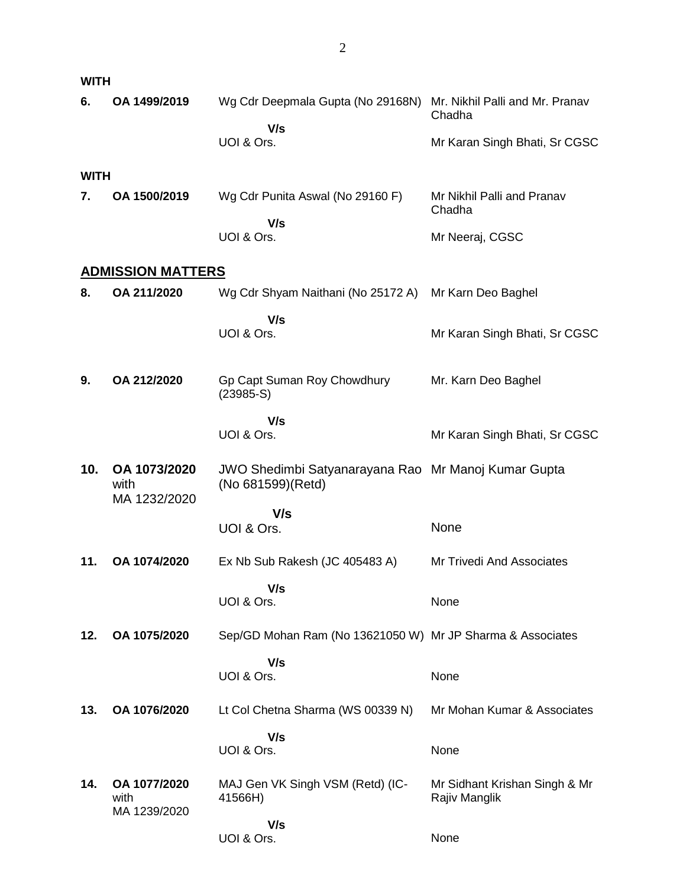**WITH**

| | | | |
|---|---|---|---|
| 6. | OA 1499/2019 | Wg Cdr Deepmala Gupta (No 29168N) | Mr. Nikhil Palli and Mr. Pranav Chadha |
| | | V/s | |
| | | UOI & Ors. | Mr Karan Singh Bhati, Sr CGSC |

**WITH**

| | | | |
|---|---|---|---|
| 7. | OA 1500/2019 | Wg Cdr Punita Aswal (No 29160 F) | Mr Nikhil Palli and Pranav Chadha |
| | | V/s | |
| | | UOI & Ors. | Mr Neeraj, CGSC |

## ADMISSION MATTERS

| | | | |
|---|---|---|---|
| 8. | OA 211/2020 | Wg Cdr Shyam Naithani (No 25172 A) | Mr Karn Deo Baghel |
| | | V/s | |
| | | UOI & Ors. | Mr Karan Singh Bhati, Sr CGSC |
| 9. | OA 212/2020 | Gp Capt Suman Roy Chowdhury (23985-S) | Mr. Karn Deo Baghel |
| | | V/s | |
| | | UOI & Ors. | Mr Karan Singh Bhati, Sr CGSC |
| 10. | OA 1073/2020 with MA 1232/2020 | JWO Shedimbi Satyanarayana Rao (No 681599)(Retd) | Mr Manoj Kumar Gupta |
| | | V/s | |
| | | UOI & Ors. | None |
| 11. | OA 1074/2020 | Ex Nb Sub Rakesh (JC 405483 A) | Mr Trivedi And Associates |
| | | V/s | |
| | | UOI & Ors. | None |
| 12. | OA 1075/2020 | Sep/GD Mohan Ram (No 13621050 W) | Mr JP Sharma & Associates |
| | | V/s | |
| | | UOI & Ors. | None |
| 13. | OA 1076/2020 | Lt Col Chetna Sharma (WS 00339 N) | Mr Mohan Kumar & Associates |
| | | V/s | |
| | | UOI & Ors. | None |
| 14. | OA 1077/2020 with MA 1239/2020 | MAJ Gen VK Singh VSM (Retd) (IC-41566H) | Mr Sidhant Krishan Singh & Mr Rajiv Manglik |
| | | V/s | |
| | | UOI & Ors. | None |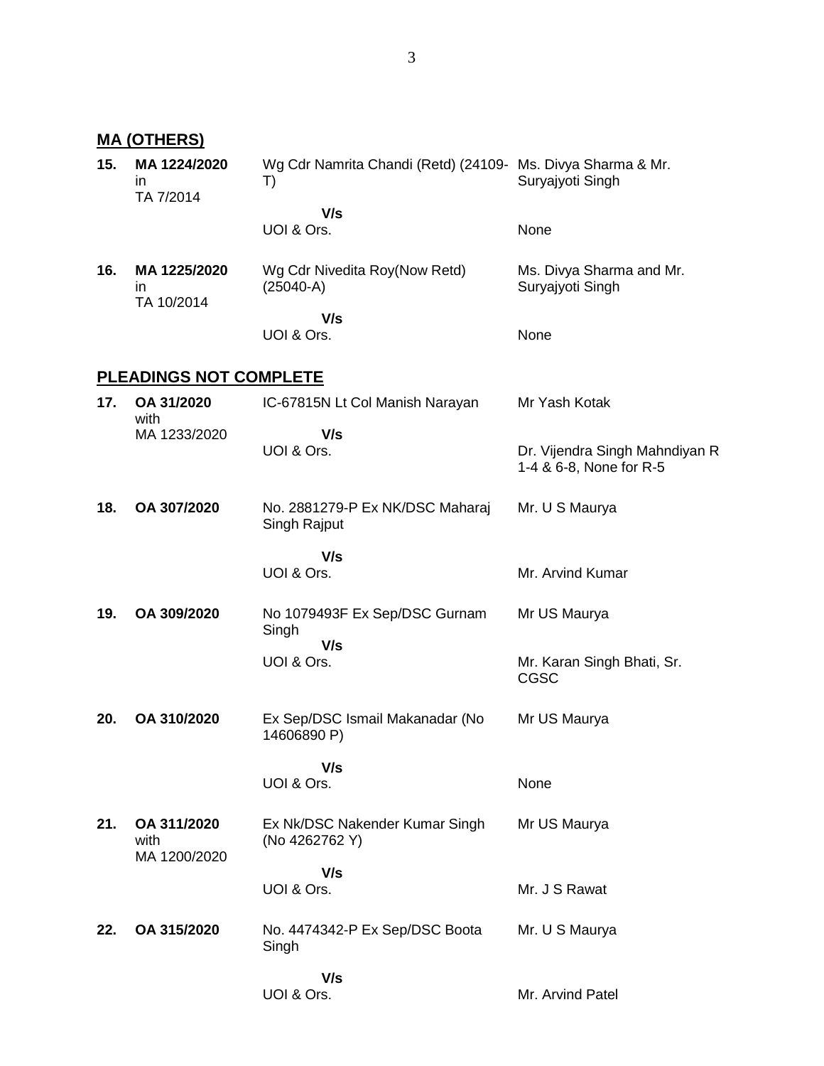## MA (OTHERS)

| | | | |
|---|---|---|---|
| **15.** | **MA 1224/2020** in TA 7/2014 | Wg Cdr Namrita Chandi (Retd) (24109-T)<br>**V/s**<br>UOI & Ors. | Ms. Divya Sharma & Mr. Suryajyoti Singh<br><br>None |
| **16.** | **MA 1225/2020** in TA 10/2014 | Wg Cdr Nivedita Roy(Now Retd) (25040-A)<br>**V/s**<br>UOI & Ors. | Ms. Divya Sharma and Mr. Suryajyoti Singh<br><br>None |

## PLEADINGS NOT COMPLETE

| | | | |
|---|---|---|---|
| **17.** | **OA 31/2020** with MA 1233/2020 | IC-67815N Lt Col Manish Narayan<br>**V/s**<br>UOI & Ors. | Mr Yash Kotak<br><br>Dr. Vijendra Singh Mahndiyan R 1-4 & 6-8, None for R-5 |
| **18.** | **OA 307/2020** | No. 2881279-P Ex NK/DSC Maharaj Singh Rajput<br>**V/s**<br>UOI & Ors. | Mr. U S Maurya<br><br>Mr. Arvind Kumar |
| **19.** | **OA 309/2020** | No 1079493F Ex Sep/DSC Gurnam Singh<br>**V/s**<br>UOI & Ors. | Mr US Maurya<br><br>Mr. Karan Singh Bhati, Sr. CGSC |
| **20.** | **OA 310/2020** | Ex Sep/DSC Ismail Makanadar (No 14606890 P)<br>**V/s**<br>UOI & Ors. | Mr US Maurya<br><br>None |
| **21.** | **OA 311/2020** with MA 1200/2020 | Ex Nk/DSC Nakender Kumar Singh (No 4262762 Y)<br>**V/s**<br>UOI & Ors. | Mr US Maurya<br><br>Mr. J S Rawat |
| **22.** | **OA 315/2020** | No. 4474342-P Ex Sep/DSC Boota Singh<br>**V/s**<br>UOI & Ors. | Mr. U S Maurya<br><br>Mr. Arvind Patel |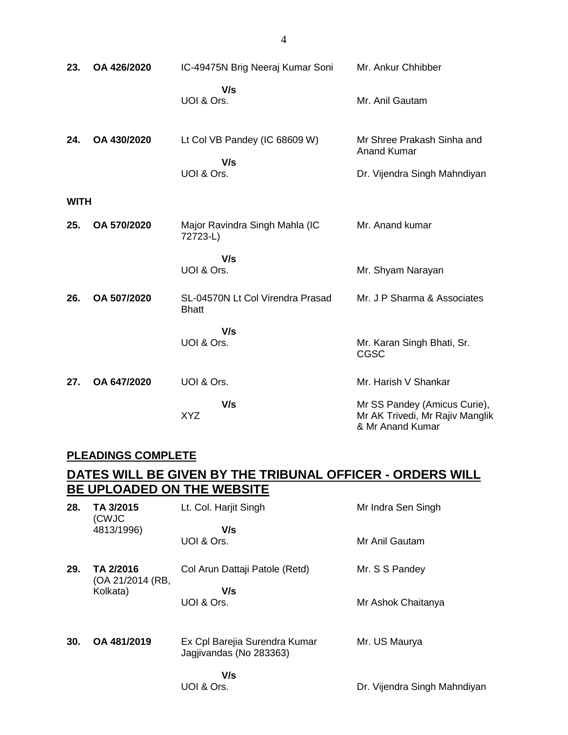| | | | |
|---|---|---|---|
| **23.** | **OA 426/2020** | IC-49475N Brig Neeraj Kumar Soni<br>**V/s**<br>UOI & Ors. | Mr. Ankur Chhibber<br><br>Mr. Anil Gautam |
| **24.** | **OA 430/2020** | Lt Col VB Pandey (IC 68609 W)<br>**V/s**<br>UOI & Ors. | Mr Shree Prakash Sinha and Anand Kumar<br><br>Dr. Vijendra Singh Mahndiyan |
| **WITH** | | | |
| **25.** | **OA 570/2020** | Major Ravindra Singh Mahla (IC 72723-L)<br>**V/s**<br>UOI & Ors. | Mr. Anand kumar<br><br>Mr. Shyam Narayan |
| **26.** | **OA 507/2020** | SL-04570N Lt Col Virendra Prasad Bhatt<br>**V/s**<br>UOI & Ors. | Mr. J P Sharma & Associates<br><br>Mr. Karan Singh Bhati, Sr. CGSC |
| **27.** | **OA 647/2020** | UOI & Ors.<br>**V/s**<br>XYZ | Mr. Harish V Shankar<br><br>Mr SS Pandey (Amicus Curie), Mr AK Trivedi, Mr Rajiv Manglik & Mr Anand Kumar |

## PLEADINGS COMPLETE

## DATES WILL BE GIVEN BY THE TRIBUNAL OFFICER - ORDERS WILL BE UPLOADED ON THE WEBSITE

| | | | |
|---|---|---|---|
| **28.** | **TA 3/2015** (CWJC 4813/1996) | Lt. Col. Harjit Singh<br>**V/s**<br>UOI & Ors. | Mr Indra Sen Singh<br><br>Mr Anil Gautam |
| **29.** | **TA 2/2016** (OA 21/2014 (RB, Kolkata) | Col Arun Dattaji Patole (Retd)<br>**V/s**<br>UOI & Ors. | Mr. S S Pandey<br><br>Mr Ashok Chaitanya |
| **30.** | **OA 481/2019** | Ex Cpl Barejia Surendra Kumar Jagjivandas (No 283363)<br>**V/s**<br>UOI & Ors. | Mr. US Maurya<br><br>Dr. Vijendra Singh Mahndiyan |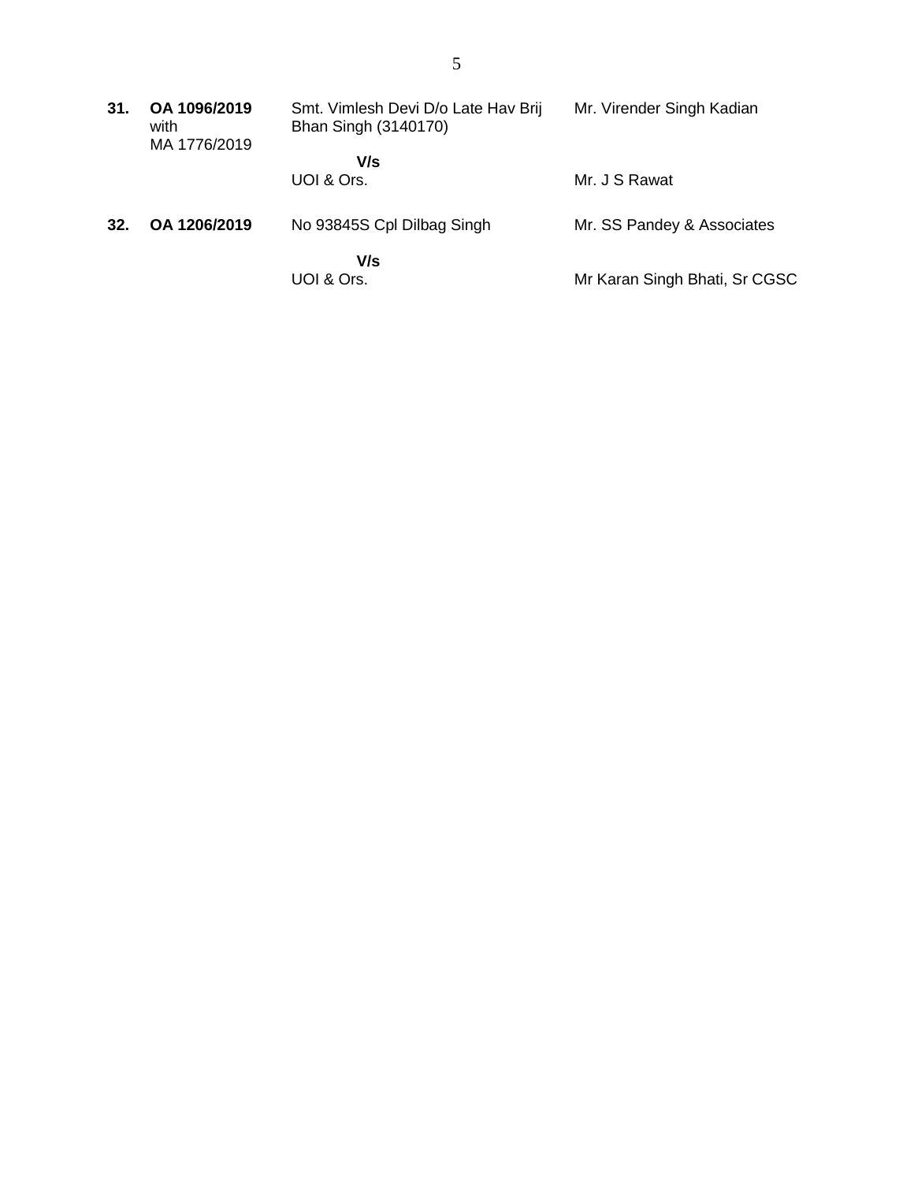| | | | |
|---|---|---|---|
| **31.** | **OA 1096/2019** with MA 1776/2019 | Smt. Vimlesh Devi D/o Late Hav Brij Bhan Singh (3140170) | Mr. Virender Singh Kadian |
| | | **V/s** | |
| | | UOI & Ors. | Mr. J S Rawat |
| **32.** | **OA 1206/2019** | No 93845S Cpl Dilbag Singh | Mr. SS Pandey & Associates |
| | | **V/s** | |
| | | UOI & Ors. | Mr Karan Singh Bhati, Sr CGSC |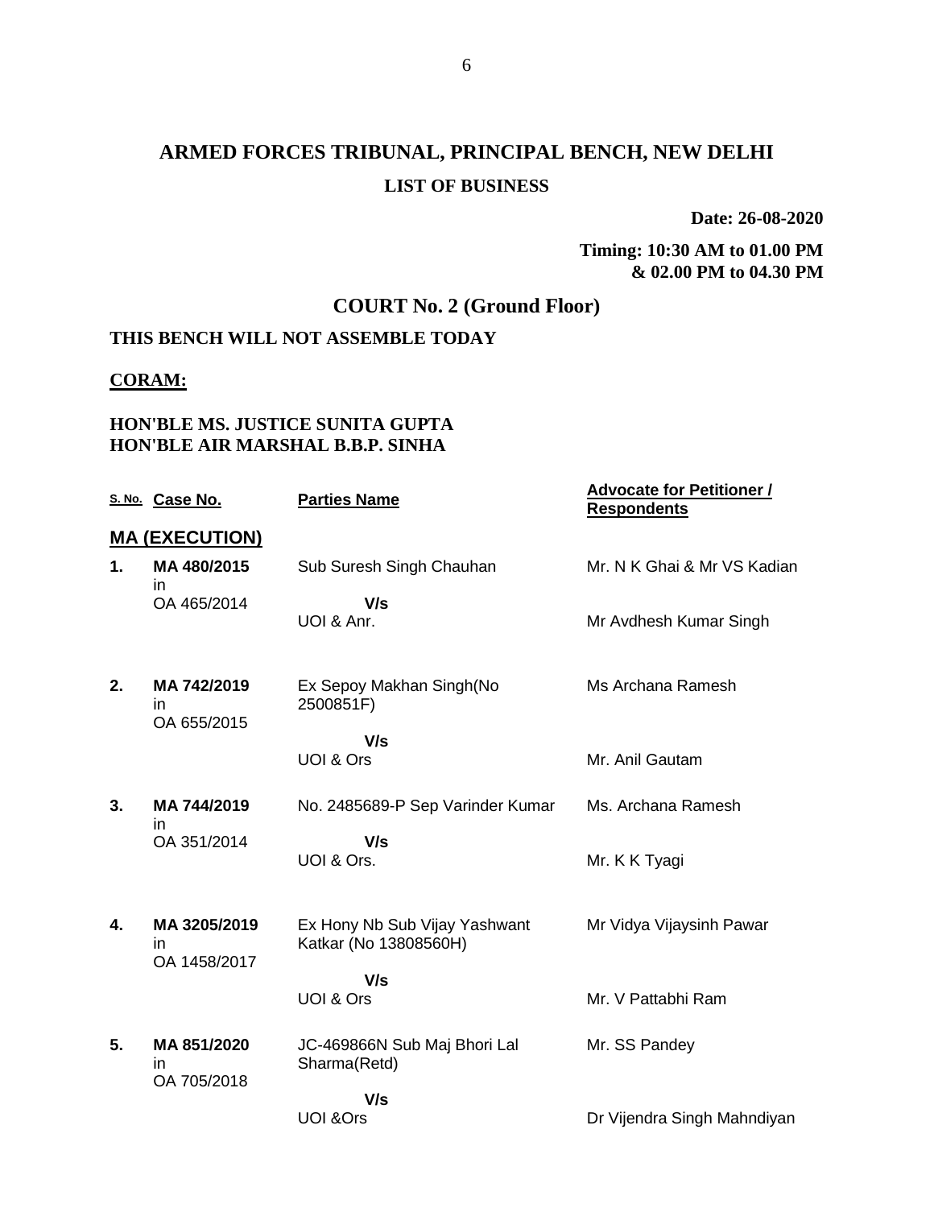# ARMED FORCES TRIBUNAL, PRINCIPAL BENCH, NEW DELHI

## LIST OF BUSINESS

**Date: 26-08-2020**

**Timing: 10:30 AM to 01.00 PM & 02.00 PM to 04.30 PM**

## COURT No. 2 (Ground Floor)

**THIS BENCH WILL NOT ASSEMBLE TODAY**

**CORAM:**

**HON'BLE MS. JUSTICE SUNITA GUPTA**
**HON'BLE AIR MARSHAL B.B.P. SINHA**

| S. No. | Case No. | Parties Name | Advocate for Petitioner / Respondents |
|---|---|---|---|
| **MA (EXECUTION)** | | | |
| **1.** | **MA 480/2015** in OA 465/2014 | Sub Suresh Singh Chauhan **V/s** UOI & Anr. | Mr. N K Ghai & Mr VS Kadian / Mr Avdhesh Kumar Singh |
| **2.** | **MA 742/2019** in OA 655/2015 | Ex Sepoy Makhan Singh(No 2500851F) **V/s** UOI & Ors | Ms Archana Ramesh / Mr. Anil Gautam |
| **3.** | **MA 744/2019** in OA 351/2014 | No. 2485689-P Sep Varinder Kumar **V/s** UOI & Ors. | Ms. Archana Ramesh / Mr. K K Tyagi |
| **4.** | **MA 3205/2019** in OA 1458/2017 | Ex Hony Nb Sub Vijay Yashwant Katkar (No 13808560H) **V/s** UOI & Ors | Mr Vidya Vijaysinh Pawar / Mr. V Pattabhi Ram |
| **5.** | **MA 851/2020** in OA 705/2018 | JC-469866N Sub Maj Bhori Lal Sharma(Retd) **V/s** UOI &Ors | Mr. SS Pandey / Dr Vijendra Singh Mahndiyan |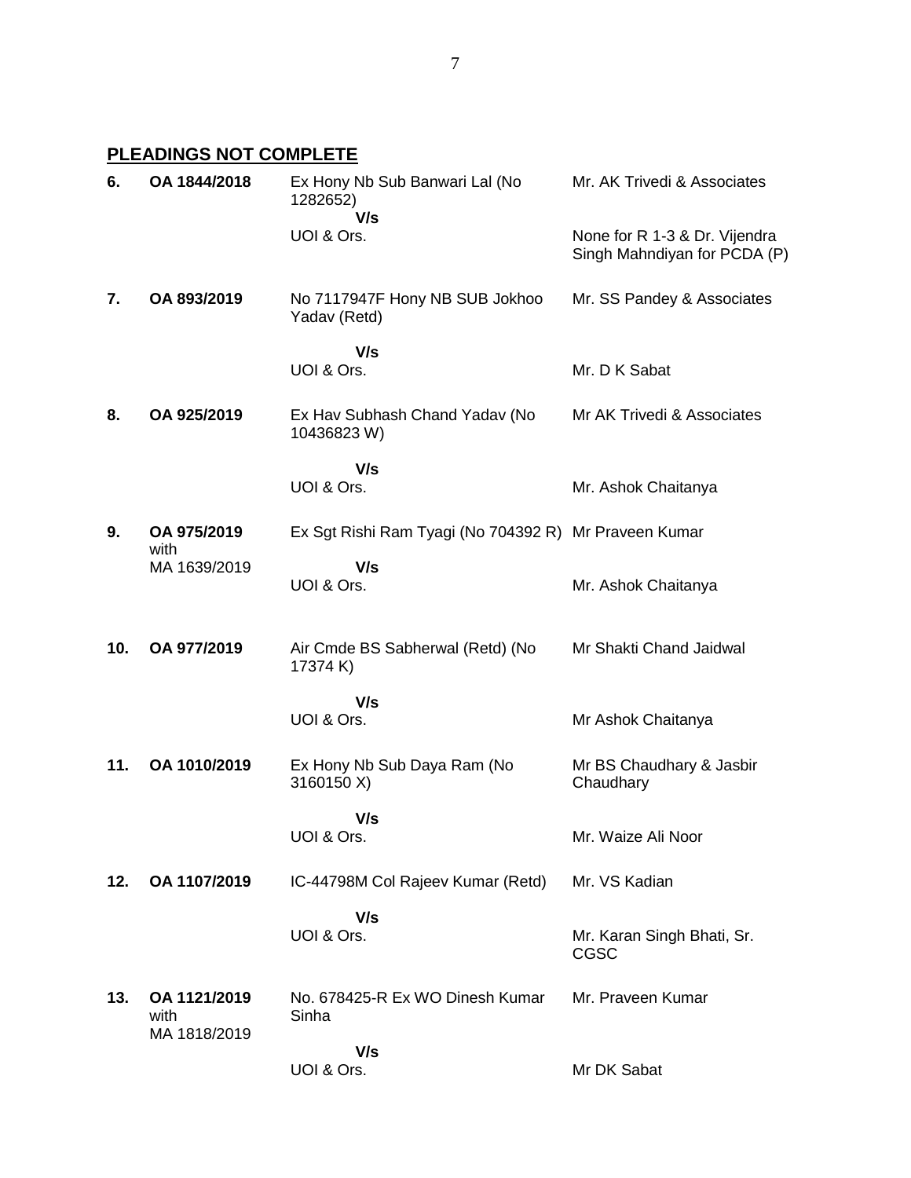## PLEADINGS NOT COMPLETE

| | | | |
|---|---|---|---|
| **6.** | **OA 1844/2018** | Ex Hony Nb Sub Banwari Lal (No 1282652)<br>**V/s**<br>UOI & Ors. | Mr. AK Trivedi & Associates<br><br>None for R 1-3 & Dr. Vijendra Singh Mahndiyan for PCDA (P) |
| **7.** | **OA 893/2019** | No 7117947F Hony NB SUB Jokhoo Yadav (Retd)<br>**V/s**<br>UOI & Ors. | Mr. SS Pandey & Associates<br><br>Mr. D K Sabat |
| **8.** | **OA 925/2019** | Ex Hav Subhash Chand Yadav (No 10436823 W)<br>**V/s**<br>UOI & Ors. | Mr AK Trivedi & Associates<br><br>Mr. Ashok Chaitanya |
| **9.** | **OA 975/2019** with MA 1639/2019 | Ex Sgt Rishi Ram Tyagi (No 704392 R)<br>**V/s**<br>UOI & Ors. | Mr Praveen Kumar<br><br>Mr. Ashok Chaitanya |
| **10.** | **OA 977/2019** | Air Cmde BS Sabherwal (Retd) (No 17374 K)<br>**V/s**<br>UOI & Ors. | Mr Shakti Chand Jaidwal<br><br>Mr Ashok Chaitanya |
| **11.** | **OA 1010/2019** | Ex Hony Nb Sub Daya Ram (No 3160150 X)<br>**V/s**<br>UOI & Ors. | Mr BS Chaudhary & Jasbir Chaudhary<br><br>Mr. Waize Ali Noor |
| **12.** | **OA 1107/2019** | IC-44798M Col Rajeev Kumar (Retd)<br>**V/s**<br>UOI & Ors. | Mr. VS Kadian<br><br>Mr. Karan Singh Bhati, Sr. CGSC |
| **13.** | **OA 1121/2019** with MA 1818/2019 | No. 678425-R Ex WO Dinesh Kumar Sinha<br>**V/s**<br>UOI & Ors. | Mr. Praveen Kumar<br><br>Mr DK Sabat |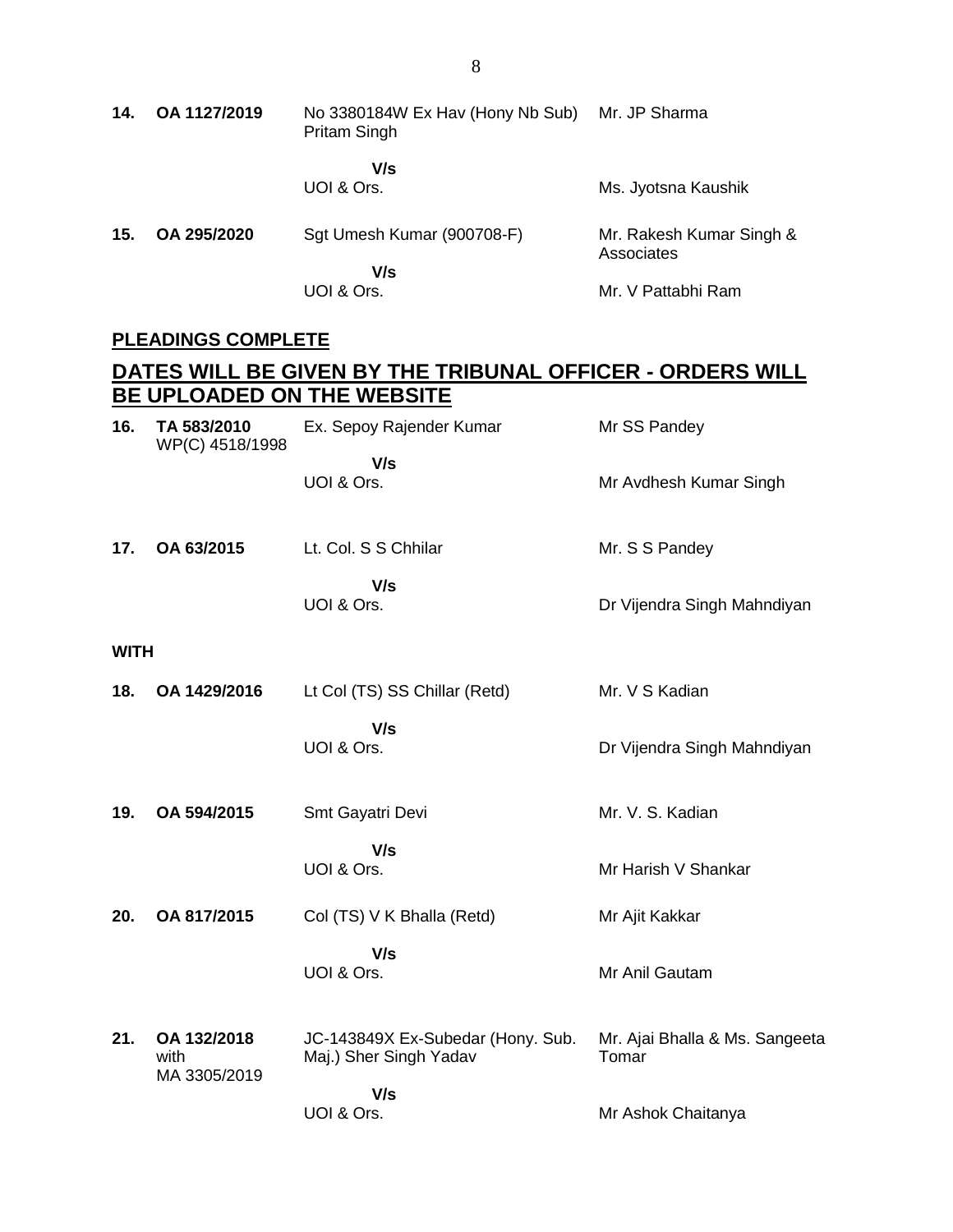| | | | |
|---|---|---|---|
| **14.** | **OA 1127/2019** | No 3380184W Ex Hav (Hony Nb Sub) Pritam Singh | Mr. JP Sharma |
| | | **V/s** | |
| | | UOI & Ors. | Ms. Jyotsna Kaushik |
| **15.** | **OA 295/2020** | Sgt Umesh Kumar (900708-F) | Mr. Rakesh Kumar Singh & Associates |
| | | **V/s** | |
| | | UOI & Ors. | Mr. V Pattabhi Ram |

**PLEADINGS COMPLETE**

## DATES WILL BE GIVEN BY THE TRIBUNAL OFFICER - ORDERS WILL BE UPLOADED ON THE WEBSITE

| | | | |
|---|---|---|---|
| **16.** | **TA 583/2010** WP(C) 4518/1998 | Ex. Sepoy Rajender Kumar | Mr SS Pandey |
| | | **V/s** | |
| | | UOI & Ors. | Mr Avdhesh Kumar Singh |
| **17.** | **OA 63/2015** | Lt. Col. S S Chhilar | Mr. S S Pandey |
| | | **V/s** | |
| | | UOI & Ors. | Dr Vijendra Singh Mahndiyan |
| **WITH** | | | |
| **18.** | **OA 1429/2016** | Lt Col (TS) SS Chillar (Retd) | Mr. V S Kadian |
| | | **V/s** | |
| | | UOI & Ors. | Dr Vijendra Singh Mahndiyan |
| **19.** | **OA 594/2015** | Smt Gayatri Devi | Mr. V. S. Kadian |
| | | **V/s** | |
| | | UOI & Ors. | Mr Harish V Shankar |
| **20.** | **OA 817/2015** | Col (TS) V K Bhalla (Retd) | Mr Ajit Kakkar |
| | | **V/s** | |
| | | UOI & Ors. | Mr Anil Gautam |
| **21.** | **OA 132/2018** with MA 3305/2019 | JC-143849X Ex-Subedar (Hony. Sub. Maj.) Sher Singh Yadav | Mr. Ajai Bhalla & Ms. Sangeeta Tomar |
| | | **V/s** | |
| | | UOI & Ors. | Mr Ashok Chaitanya |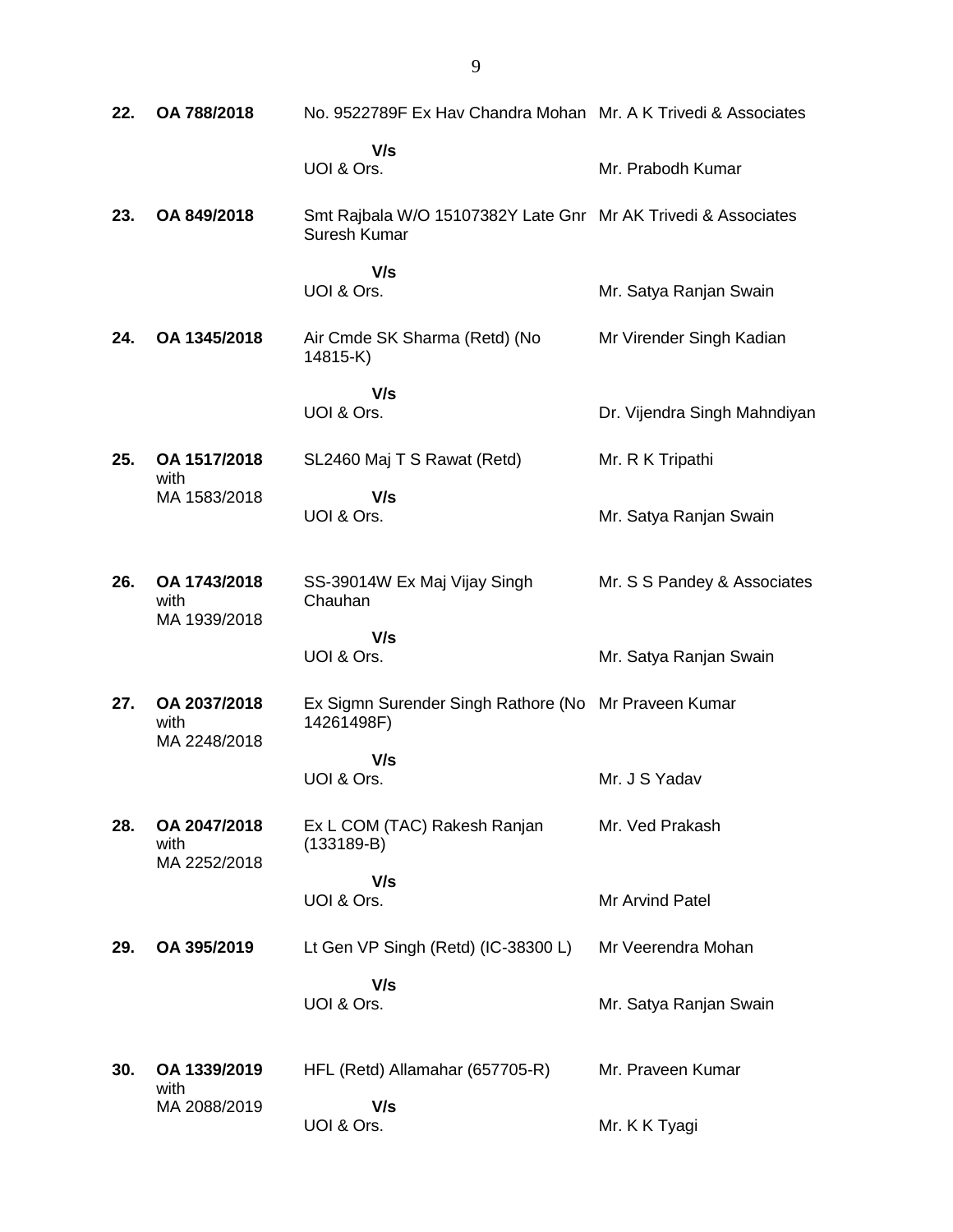| | | | |
|---|---|---|---|
| **22.** | **OA 788/2018** | No. 9522789F Ex Hav Chandra Mohan | Mr. A K Trivedi & Associates |
| | | **V/s** | |
| | | UOI & Ors. | Mr. Prabodh Kumar |
| **23.** | **OA 849/2018** | Smt Rajbala W/O 15107382Y Late Gnr Suresh Kumar | Mr AK Trivedi & Associates |
| | | **V/s** | |
| | | UOI & Ors. | Mr. Satya Ranjan Swain |
| **24.** | **OA 1345/2018** | Air Cmde SK Sharma (Retd) (No 14815-K) | Mr Virender Singh Kadian |
| | | **V/s** | |
| | | UOI & Ors. | Dr. Vijendra Singh Mahndiyan |
| **25.** | **OA 1517/2018** with MA 1583/2018 | SL2460 Maj T S Rawat (Retd) | Mr. R K Tripathi |
| | | **V/s** | |
| | | UOI & Ors. | Mr. Satya Ranjan Swain |
| **26.** | **OA 1743/2018** with MA 1939/2018 | SS-39014W Ex Maj Vijay Singh Chauhan | Mr. S S Pandey & Associates |
| | | **V/s** | |
| | | UOI & Ors. | Mr. Satya Ranjan Swain |
| **27.** | **OA 2037/2018** with MA 2248/2018 | Ex Sigmn Surender Singh Rathore (No 14261498F) | Mr Praveen Kumar |
| | | **V/s** | |
| | | UOI & Ors. | Mr. J S Yadav |
| **28.** | **OA 2047/2018** with MA 2252/2018 | Ex L COM (TAC) Rakesh Ranjan (133189-B) | Mr. Ved Prakash |
| | | **V/s** | |
| | | UOI & Ors. | Mr Arvind Patel |
| **29.** | **OA 395/2019** | Lt Gen VP Singh (Retd) (IC-38300 L) | Mr Veerendra Mohan |
| | | **V/s** | |
| | | UOI & Ors. | Mr. Satya Ranjan Swain |
| **30.** | **OA 1339/2019** with MA 2088/2019 | HFL (Retd) Allamahar (657705-R) | Mr. Praveen Kumar |
| | | **V/s** | |
| | | UOI & Ors. | Mr. K K Tyagi |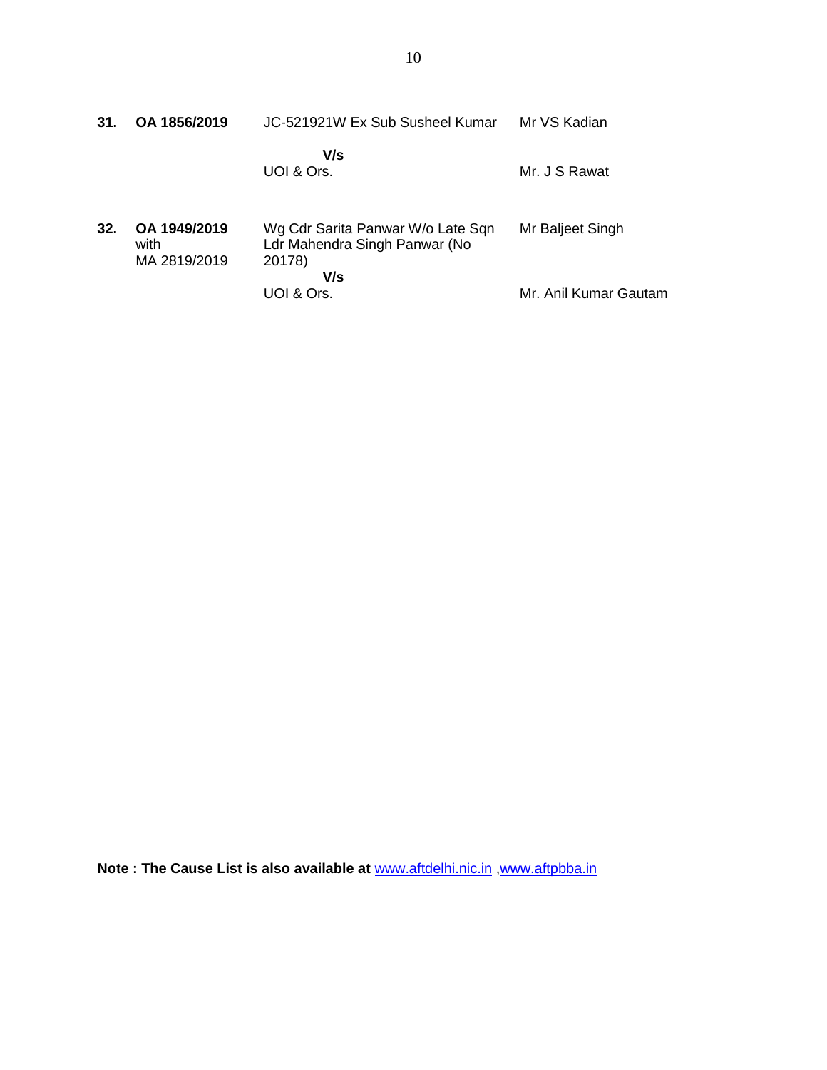| | | | |
|---|---|---|---|
| **31.** | **OA 1856/2019** | JC-521921W Ex Sub Susheel Kumar<br>**V/s**<br>UOI & Ors. | Mr VS Kadian<br><br>Mr. J S Rawat |
| **32.** | **OA 1949/2019**<br>with<br>MA 2819/2019 | Wg Cdr Sarita Panwar W/o Late Sqn Ldr Mahendra Singh Panwar (No 20178)<br>**V/s**<br>UOI & Ors. | Mr Baljeet Singh<br><br>Mr. Anil Kumar Gautam |

**Note : The Cause List is also available at** www.aftdelhi.nic.in ,www.aftpbba.in